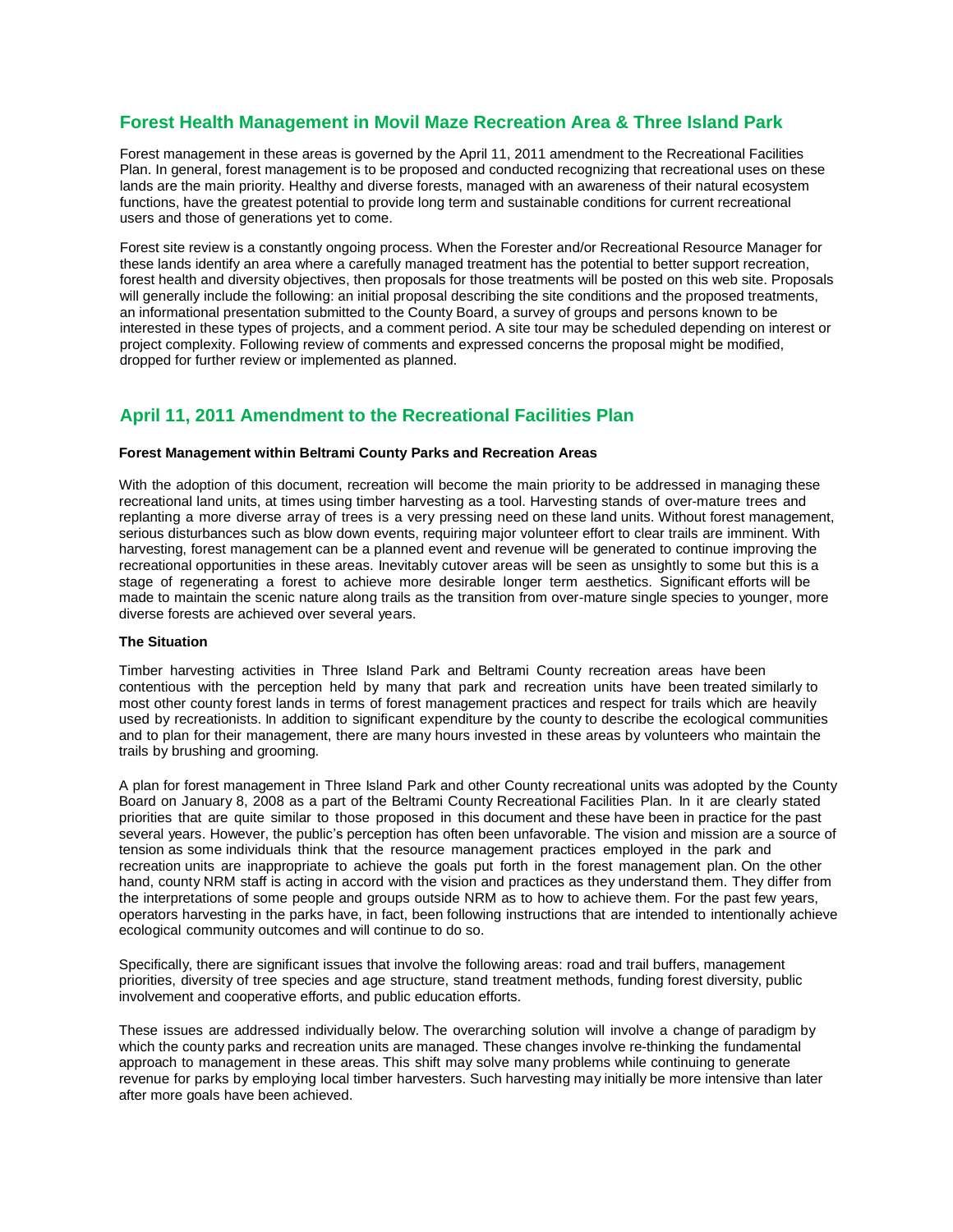## Forest Health Management in Movil Maze Recreation Area & Three Island Park

Forest management in these areas is governed by the April 11, 2011 amendment to the Recreational Facilities Plan. In general, forest management is to be proposed and conducted recognizing that recreational uses on these lands are the main priority. Healthy and diverse forests, managed with an awareness of their natural ecosystem functions, have the greatest potential to provide long term and sustainable conditions for current recreational users and those of generations yet to come.

Forest site review is a constantly ongoing process. When the Forester and/or Recreational Resource Manager for these lands identify an area where a carefully managed treatment has the potential to better support recreation, forest health and diversity objectives, then proposals for those treatments will be posted on this web site. Proposals will generally include the following: an initial proposal describing the site conditions and the proposed treatments, an informational presentation submitted to the County Board, a survey of groups and persons known to be interested in these types of projects, and a comment period. A site tour may be scheduled depending on interest or project complexity. Following review of comments and expressed concerns the proposal might be modified, dropped for further review or implemented as planned.

## April 11, 2011 Amendment to the Recreational Facilities Plan

**Forest Management within Beltrami County Parks and Recreation Areas**

With the adoption of this document, recreation will become the main priority to be addressed in managing these recreational land units, at times using timber harvesting as a tool. Harvesting stands of over-mature trees and replanting a more diverse array of trees is a very pressing need on these land units. Without forest management, serious disturbances such as blow down events, requiring major volunteer effort to clear trails are imminent. With harvesting, forest management can be a planned event and revenue will be generated to continue improving the recreational opportunities in these areas. Inevitably cutover areas will be seen as unsightly to some but this is a stage of regenerating a forest to achieve more desirable longer term aesthetics. Significant efforts will be made to maintain the scenic nature along trails as the transition from over-mature single species to younger, more diverse forests are achieved over several years.

**The Situation**

Timber harvesting activities in Three Island Park and Beltrami County recreation areas have been contentious with the perception held by many that park and recreation units have been treated similarly to most other county forest lands in terms of forest management practices and respect for trails which are heavily used by recreationists. In addition to significant expenditure by the county to describe the ecological communities and to plan for their management, there are many hours invested in these areas by volunteers who maintain the trails by brushing and grooming.

A plan for forest management in Three Island Park and other County recreational units was adopted by the County Board on January 8, 2008 as a part of the Beltrami County Recreational Facilities Plan. In it are clearly stated priorities that are quite similar to those proposed in this document and these have been in practice for the past several years. However, the public's perception has often been unfavorable. The vision and mission are a source of tension as some individuals think that the resource management practices employed in the park and recreation units are inappropriate to achieve the goals put forth in the forest management plan. On the other hand, county NRM staff is acting in accord with the vision and practices as they understand them. They differ from the interpretations of some people and groups outside NRM as to how to achieve them. For the past few years, operators harvesting in the parks have, in fact, been following instructions that are intended to intentionally achieve ecological community outcomes and will continue to do so.

Specifically, there are significant issues that involve the following areas: road and trail buffers, management priorities, diversity of tree species and age structure, stand treatment methods, funding forest diversity, public involvement and cooperative efforts, and public education efforts.

These issues are addressed individually below. The overarching solution will involve a change of paradigm by which the county parks and recreation units are managed. These changes involve re-thinking the fundamental approach to management in these areas. This shift may solve many problems while continuing to generate revenue for parks by employing local timber harvesters. Such harvesting may initially be more intensive than later after more goals have been achieved.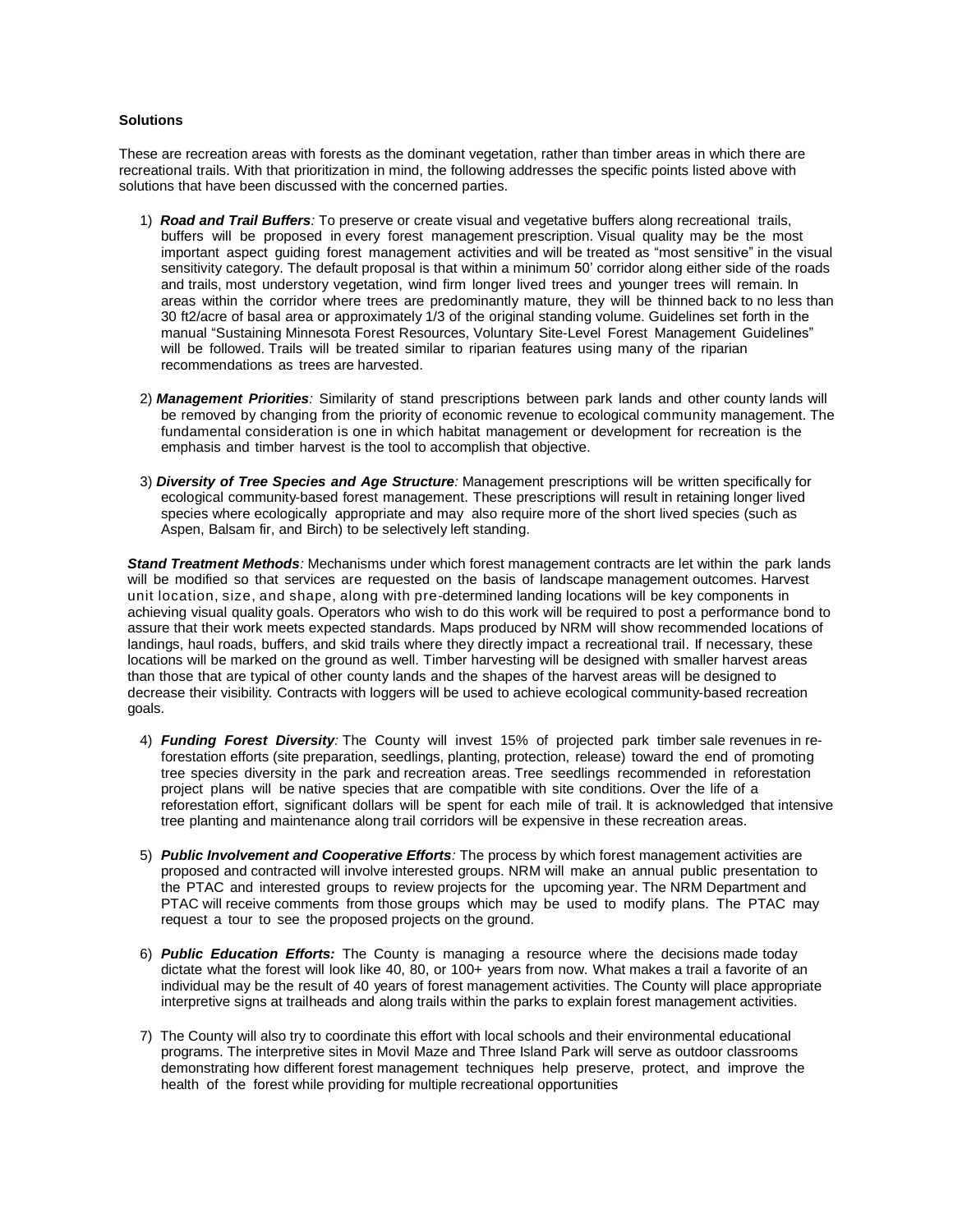**Solutions**

These are recreation areas with forests as the dominant vegetation, rather than timber areas in which there are recreational trails. With that prioritization in mind, the following addresses the specific points listed above with solutions that have been discussed with the concerned parties.

1) ***Road and Trail Buffers****:* To preserve or create visual and vegetative buffers along recreational trails, buffers will be proposed in every forest management prescription. Visual quality may be the most important aspect guiding forest management activities and will be treated as "most sensitive" in the visual sensitivity category. The default proposal is that within a minimum 50' corridor along either side of the roads and trails, most understory vegetation, wind firm longer lived trees and younger trees will remain. In areas within the corridor where trees are predominantly mature, they will be thinned back to no less than 30 ft2/acre of basal area or approximately 1/3 of the original standing volume. Guidelines set forth in the manual "Sustaining Minnesota Forest Resources, Voluntary Site-Level Forest Management Guidelines" will be followed. Trails will be treated similar to riparian features using many of the riparian recommendations as trees are harvested.

2) ***Management Priorities****:* Similarity of stand prescriptions between park lands and other county lands will be removed by changing from the priority of economic revenue to ecological community management. The fundamental consideration is one in which habitat management or development for recreation is the emphasis and timber harvest is the tool to accomplish that objective.

3) ***Diversity of Tree Species and Age Structure****:* Management prescriptions will be written specifically for ecological community-based forest management. These prescriptions will result in retaining longer lived species where ecologically appropriate and may also require more of the short lived species (such as Aspen, Balsam fir, and Birch) to be selectively left standing.

***Stand Treatment Methods****:* Mechanisms under which forest management contracts are let within the park lands will be modified so that services are requested on the basis of landscape management outcomes. Harvest unit location, size, and shape, along with pre-determined landing locations will be key components in achieving visual quality goals. Operators who wish to do this work will be required to post a performance bond to assure that their work meets expected standards. Maps produced by NRM will show recommended locations of landings, haul roads, buffers, and skid trails where they directly impact a recreational trail. If necessary, these locations will be marked on the ground as well. Timber harvesting will be designed with smaller harvest areas than those that are typical of other county lands and the shapes of the harvest areas will be designed to decrease their visibility. Contracts with loggers will be used to achieve ecological community-based recreation goals.

4) ***Funding Forest Diversity****:* The County will invest 15% of projected park timber sale revenues in re-forestation efforts (site preparation, seedlings, planting, protection, release) toward the end of promoting tree species diversity in the park and recreation areas. Tree seedlings recommended in reforestation project plans will be native species that are compatible with site conditions. Over the life of a reforestation effort, significant dollars will be spent for each mile of trail. It is acknowledged that intensive tree planting and maintenance along trail corridors will be expensive in these recreation areas.

5) ***Public Involvement and Cooperative Efforts****:* The process by which forest management activities are proposed and contracted will involve interested groups. NRM will make an annual public presentation to the PTAC and interested groups to review projects for the upcoming year. The NRM Department and PTAC will receive comments from those groups which may be used to modify plans. The PTAC may request a tour to see the proposed projects on the ground.

6) ***Public Education Efforts:*** The County is managing a resource where the decisions made today dictate what the forest will look like 40, 80, or 100+ years from now. What makes a trail a favorite of an individual may be the result of 40 years of forest management activities. The County will place appropriate interpretive signs at trailheads and along trails within the parks to explain forest management activities.

7) The County will also try to coordinate this effort with local schools and their environmental educational programs. The interpretive sites in Movil Maze and Three Island Park will serve as outdoor classrooms demonstrating how different forest management techniques help preserve, protect, and improve the health of the forest while providing for multiple recreational opportunities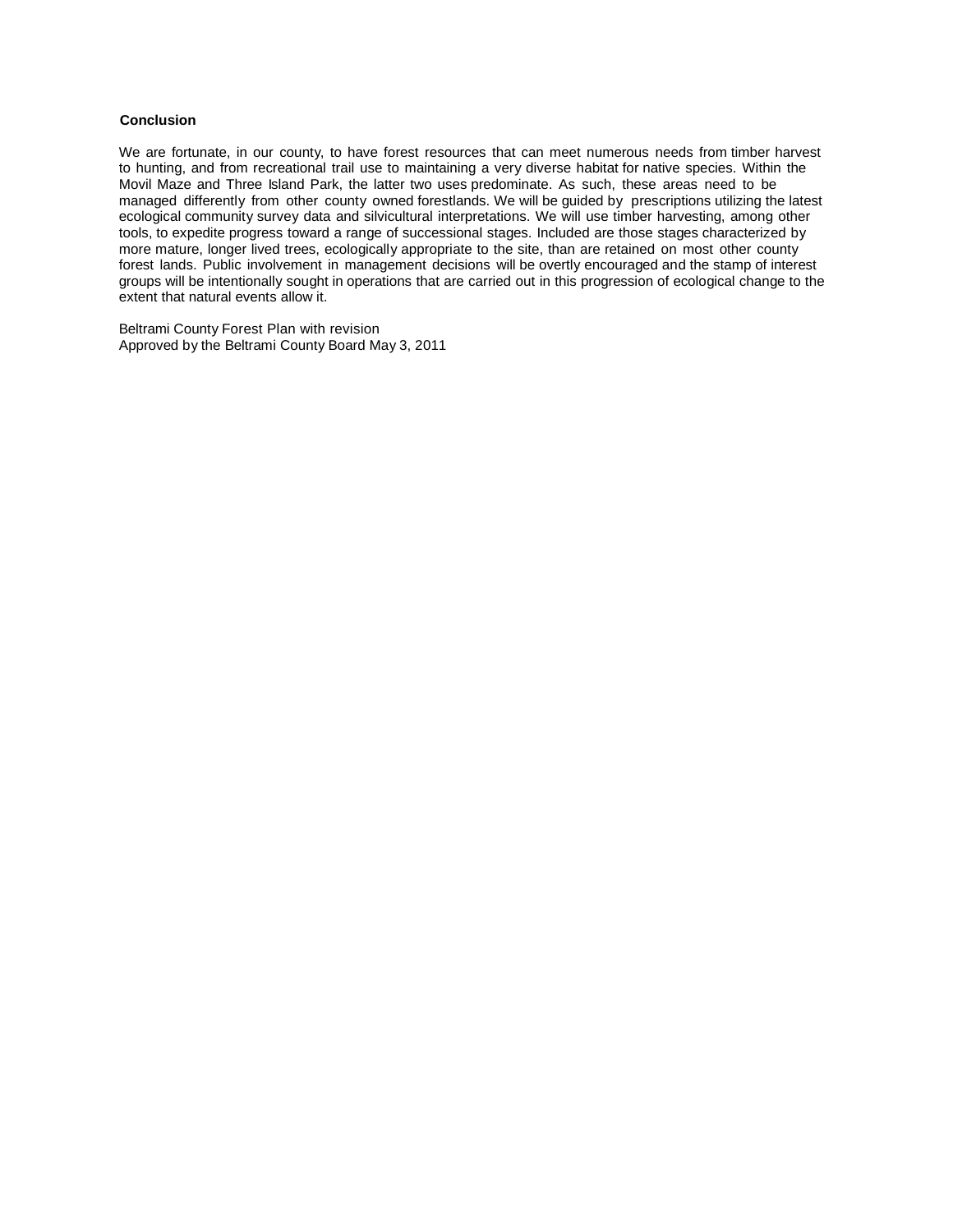## Conclusion

We are fortunate, in our county, to have forest resources that can meet numerous needs from timber harvest to hunting, and from recreational trail use to maintaining a very diverse habitat for native species. Within the Movil Maze and Three Island Park, the latter two uses predominate. As such, these areas need to be managed differently from other county owned forestlands. We will be guided by prescriptions utilizing the latest ecological community survey data and silvicultural interpretations. We will use timber harvesting, among other tools, to expedite progress toward a range of successional stages. Included are those stages characterized by more mature, longer lived trees, ecologically appropriate to the site, than are retained on most other county forest lands. Public involvement in management decisions will be overtly encouraged and the stamp of interest groups will be intentionally sought in operations that are carried out in this progression of ecological change to the extent that natural events allow it.

Beltrami County Forest Plan with revision
Approved by the Beltrami County Board May 3, 2011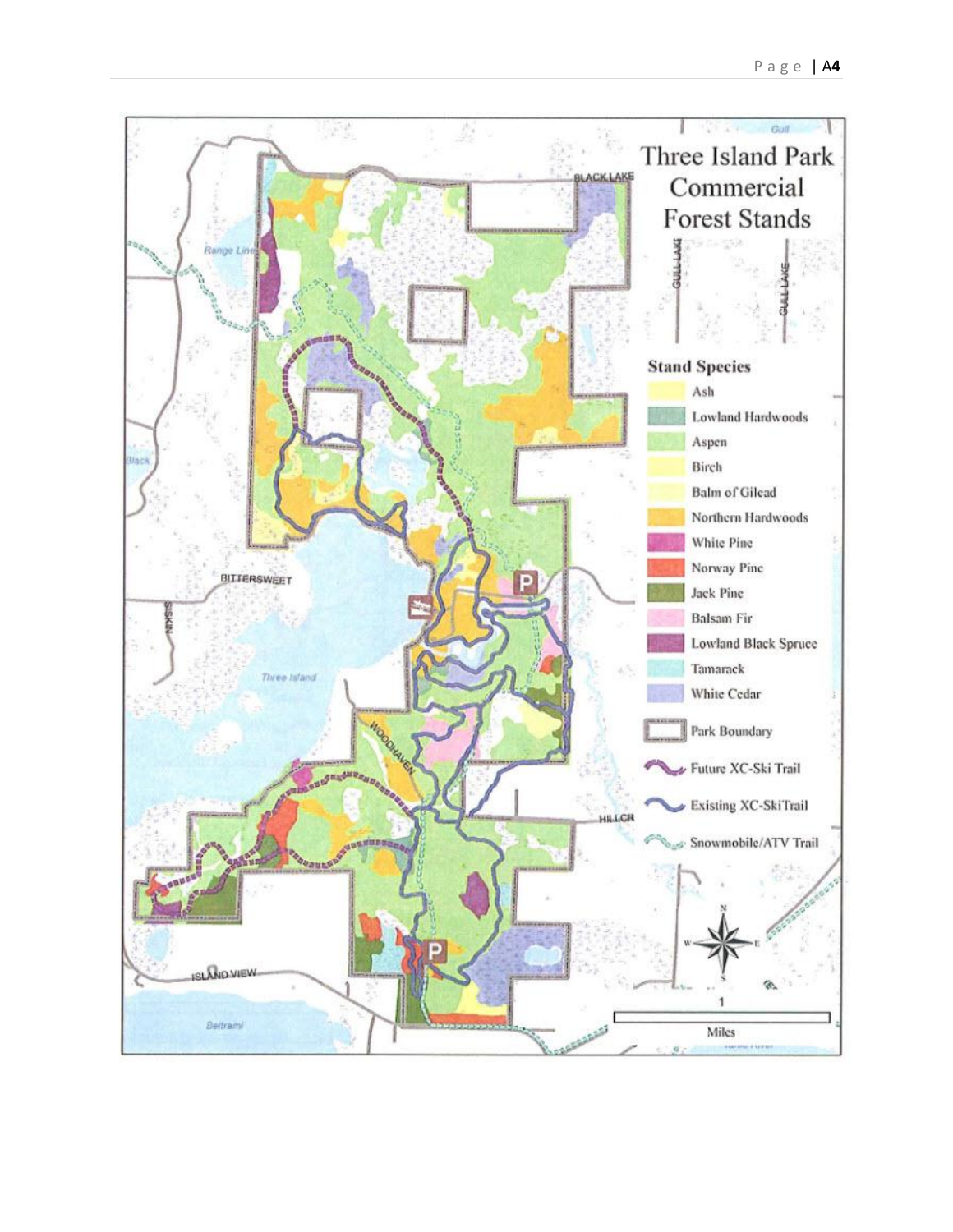Three Island Park Commercial Forest Stands

Stand Species

Ash

Lowland Hardwoods

Aspen

Birch

Balm of Gilead

Northern Hardwoods

White Pine

Norway Pine

Jack Pine

Balsam Fir

Lowland Black Spruce

Tamarack

White Cedar

Park Boundary

Future XC-Ski Trail

Existing XC-SkiTrail

Snowmobile/ATV Trail

1

Miles

BLACK LAKE

GULL LAKE

Range Line

BITTERSWEET

SISKIN

Three Island

WOODHAVEN

HILLCR

ISLAND VIEW

Beltrami

P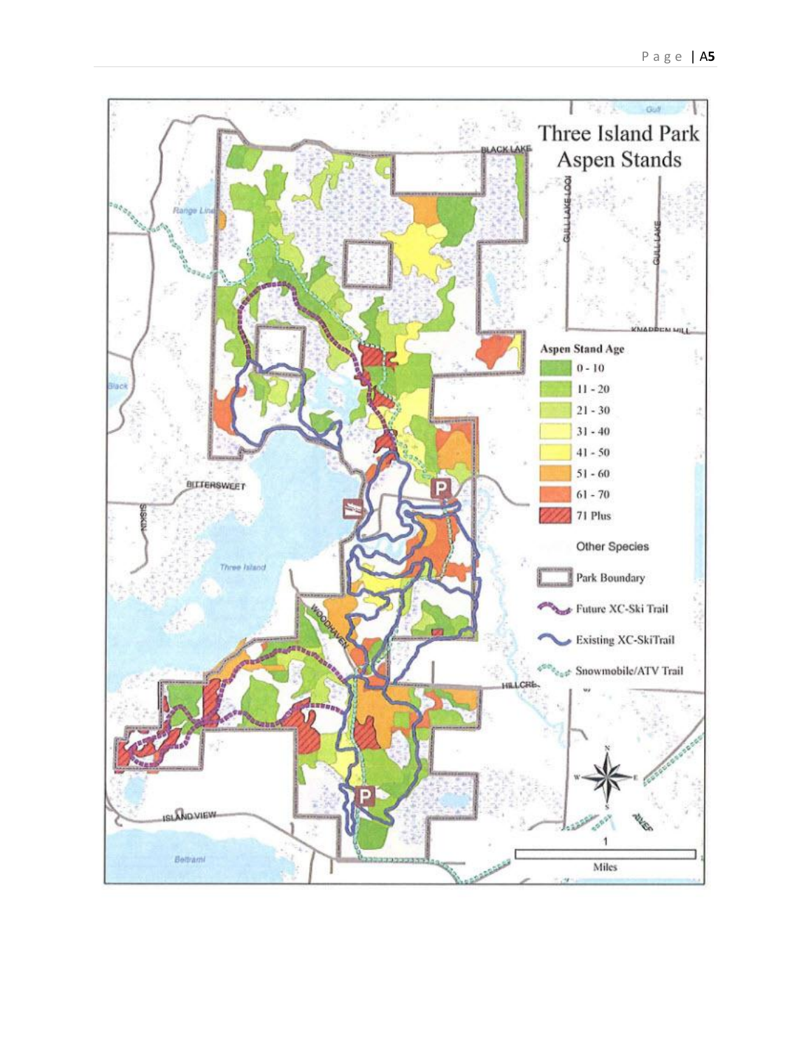# Three Island Park Aspen Stands

Aspen Stand Age

0 - 10

11 - 20

21 - 30

31 - 40

41 - 50

51 - 60

61 - 70

71 Plus

Other Species

Park Boundary

Future XC-Ski Trail

Existing XC-SkiTrail

Snowmobile/ATV Trail

1

Miles

BLACK LAKE

GULL LAKE LOOP

GULL LAKE

KNAPPEN MILL

Range Line

BITTERSWEET

SISKIN

Three Island

WOODHAVEN

HILLCREST

ISLAND VIEW

Beltrami

RIVER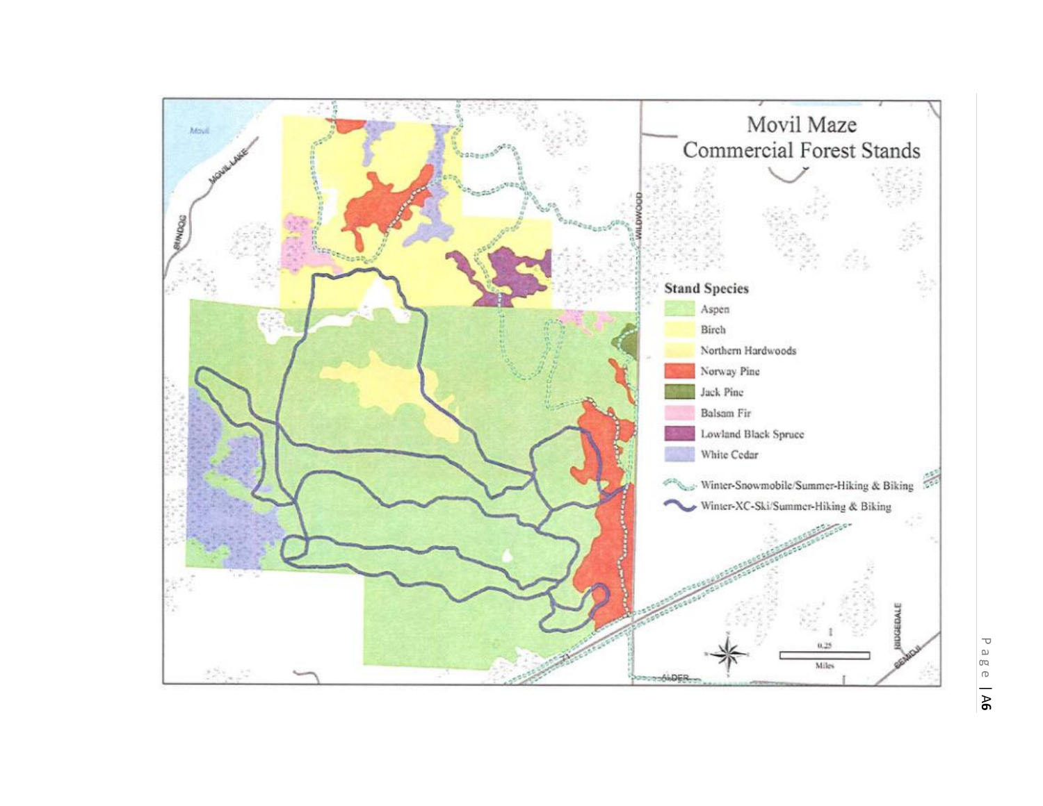# Movil Maze Commercial Forest Stands

**Stand Species**

- Aspen
- Birch
- Northern Hardwoods
- Norway Pine
- Jack Pine
- Balsam Fir
- Lowland Black Spruce
- White Cedar

- Winter-Snowmobile/Summer-Hiking & Biking
- Winter-XC-Ski/Summer-Hiking & Biking

Movil

MOVIL LAKE

BIRDOG

WILDWOOD

71

ALDER

RIDGEDALE

BEMIDJI

0.25

Miles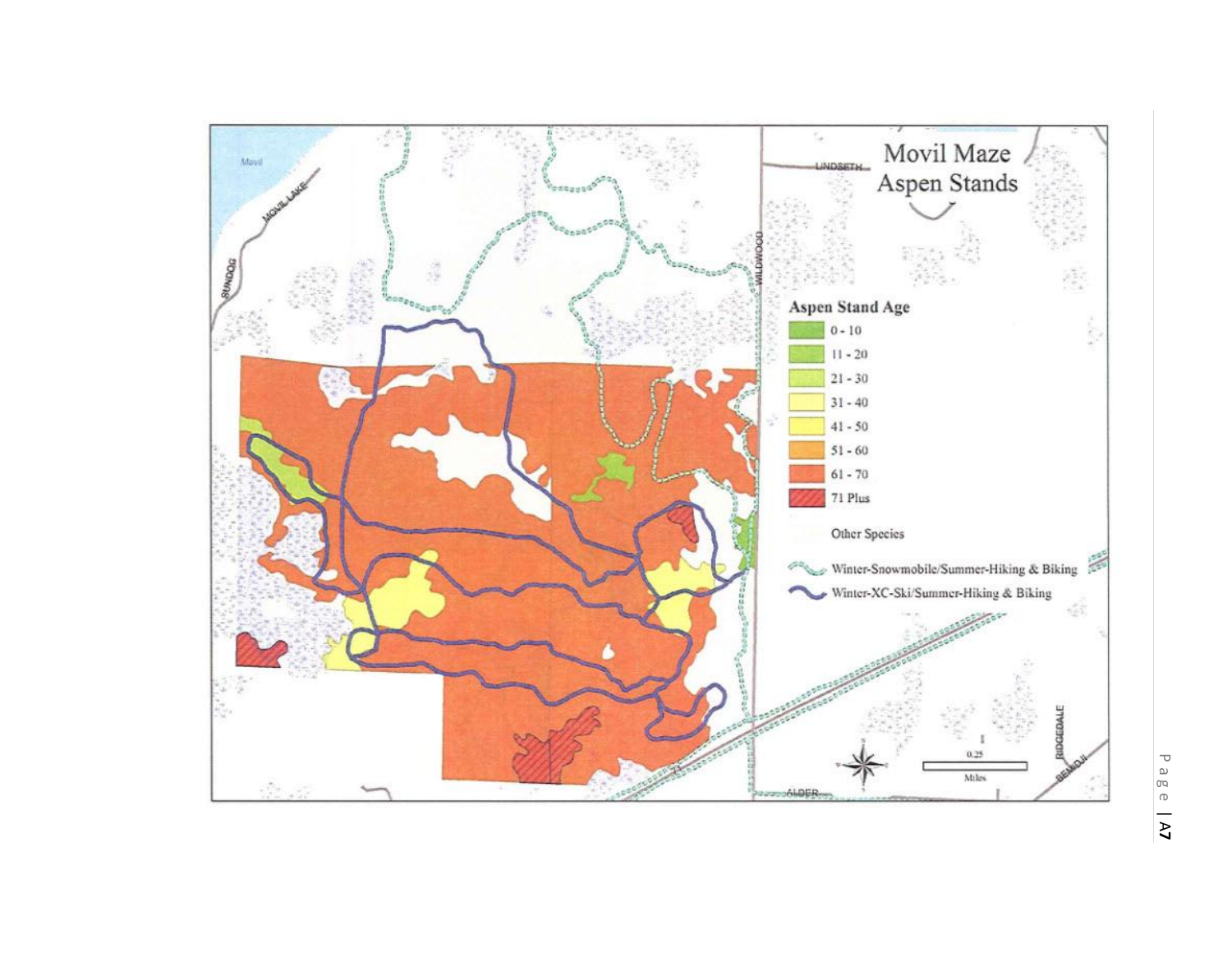Movil Maze
Aspen Stands

Movil
MOVIL LAKE
SUNDOG
LINDSETH
WILDWOOD
RIDGEDALE
BEMIDJI
ALDER

Aspen Stand Age
0 - 10
11 - 20
21 - 30
31 - 40
41 - 50
51 - 60
61 - 70
71 Plus

Other Species

Winter-Snowmobile/Summer-Hiking & Biking
Winter-XC-Ski/Summer-Hiking & Biking

0.25
Miles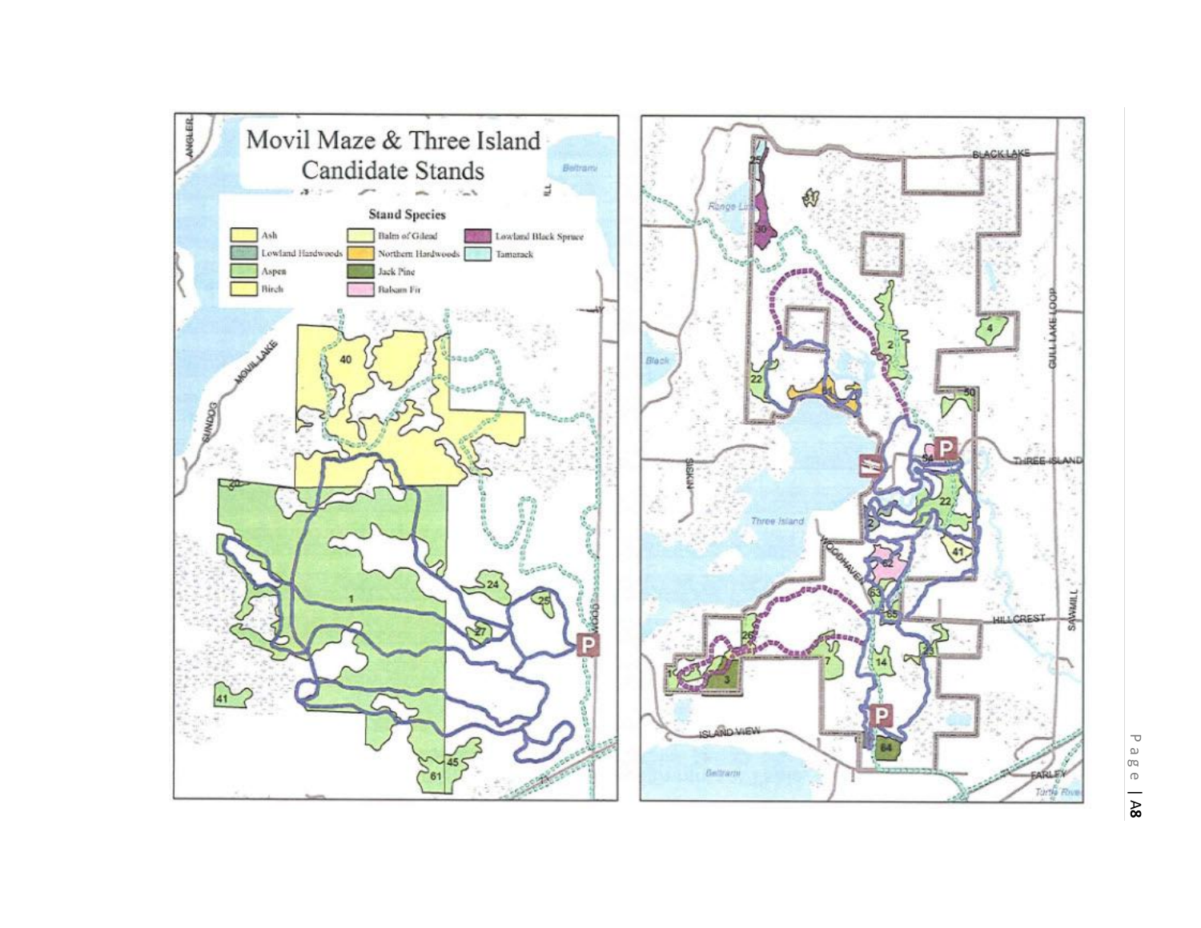# Movil Maze & Three Island Candidate Stands

**Stand Species**

- Ash
- Lowland Hardwoods
- Aspen
- Birch
- Balm of Gilead
- Northern Hardwoods
- Jack Pine
- Balsam Fir
- Lowland Black Spruce
- Tamarack

ANGLER
MOVIL LAKE
SUNDOG
Beltrami
40
1
24
25
27
41
45
61
P

BLACK LAKE
Range Lk
Black
25
30
2
4
22
50
THREE ISLAND
GULL LAKE LOOP
SISKIN
Three Island
P
56
22
2
41
WOODHAVEN
62
63
65
HILLCREST
SAWMILL
26
1
3
7
14
23
P
64
ISLAND VIEW
Beltrami
FARLEY
Turtle River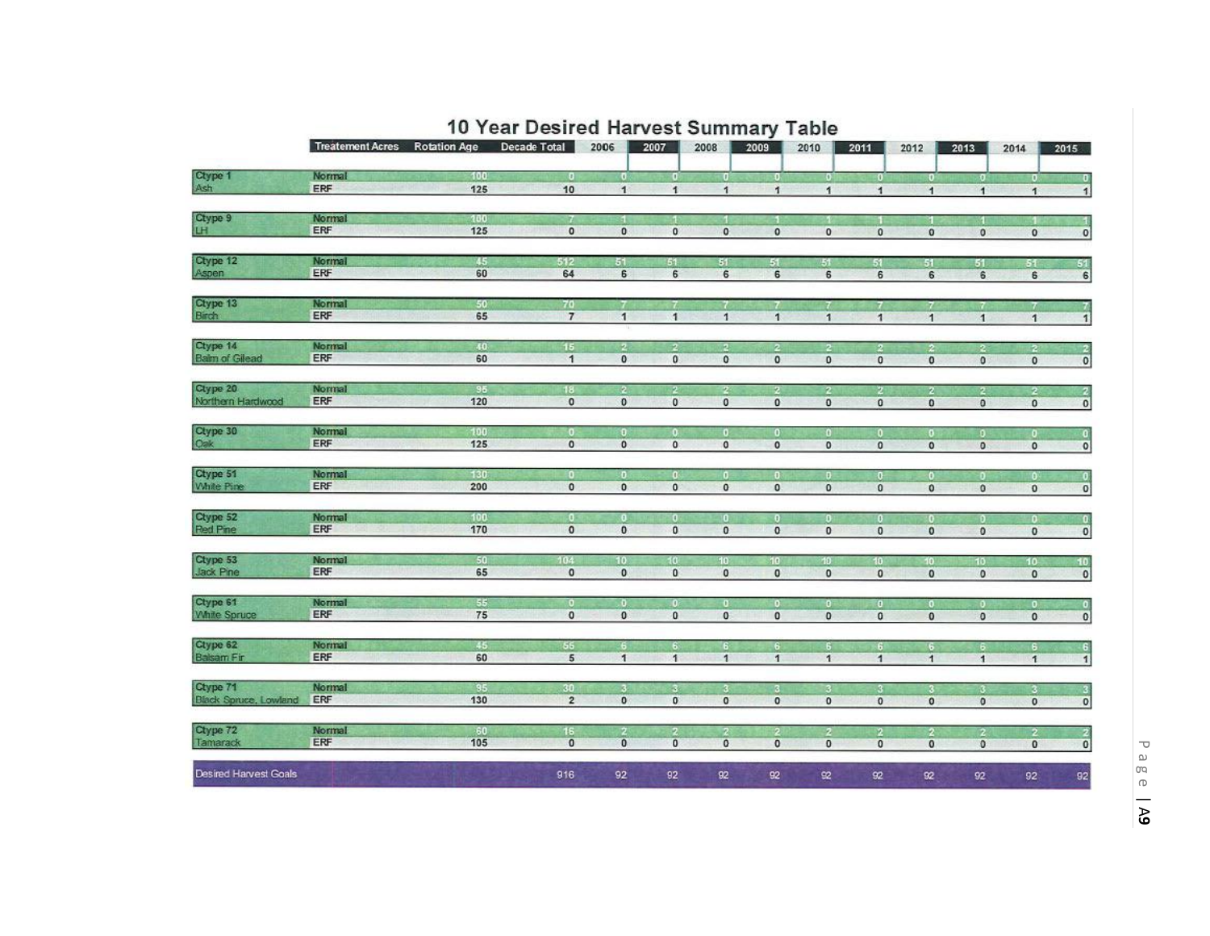# 10 Year Desired Harvest Summary Table

| | Treatement Acres | Rotation Age | Decade Total | 2006 | 2007 | 2008 | 2009 | 2010 | 2011 | 2012 | 2013 | 2014 | 2015 |
|---|---|---|---|---|---|---|---|---|---|---|---|---|---|
| Ctype 1 Ash | Normal | 100 | 0 | 0 | 0 | 0 | 0 | 0 | 0 | 0 | 0 | 0 | 0 |
| | ERF | 125 | 10 | 1 | 1 | 1 | 1 | 1 | 1 | 1 | 1 | 1 | 1 |
| Ctype 9 LH | Normal | 100 | 7 | 1 | 1 | 1 | 1 | 1 | 1 | 1 | 1 | 1 | 1 |
| | ERF | 125 | 0 | 0 | 0 | 0 | 0 | 0 | 0 | 0 | 0 | 0 | 0 |
| Ctype 12 Aspen | Normal | 45 | 512 | 51 | 51 | 51 | 51 | 51 | 51 | 51 | 51 | 51 | 51 |
| | ERF | 60 | 64 | 6 | 6 | 6 | 6 | 6 | 6 | 6 | 6 | 6 | 6 |
| Ctype 13 Birch | Normal | 50 | 70 | 7 | 7 | 7 | 7 | 7 | 7 | 7 | 7 | 7 | 7 |
| | ERF | 65 | 7 | 1 | 1 | 1 | 1 | 1 | 1 | 1 | 1 | 1 | 1 |
| Ctype 14 Balm of Gilead | Normal | 40 | 15 | 2 | 2 | 2 | 2 | 2 | 2 | 2 | 2 | 2 | 2 |
| | ERF | 60 | 1 | 0 | 0 | 0 | 0 | 0 | 0 | 0 | 0 | 0 | 0 |
| Ctype 20 Northern Hardwood | Normal | 95 | 18 | 2 | 2 | 2 | 2 | 2 | 2 | 2 | 2 | 2 | 2 |
| | ERF | 120 | 0 | 0 | 0 | 0 | 0 | 0 | 0 | 0 | 0 | 0 | 0 |
| Ctype 30 Oak | Normal | 100 | 0 | 0 | 0 | 0 | 0 | 0 | 0 | 0 | 0 | 0 | 0 |
| | ERF | 125 | 0 | 0 | 0 | 0 | 0 | 0 | 0 | 0 | 0 | 0 | 0 |
| Ctype 51 White Pine | Normal | 130 | 0 | 0 | 0 | 0 | 0 | 0 | 0 | 0 | 0 | 0 | 0 |
| | ERF | 200 | 0 | 0 | 0 | 0 | 0 | 0 | 0 | 0 | 0 | 0 | 0 |
| Ctype 52 Red Pine | Normal | 100 | 0 | 0 | 0 | 0 | 0 | 0 | 0 | 0 | 0 | 0 | 0 |
| | ERF | 170 | 0 | 0 | 0 | 0 | 0 | 0 | 0 | 0 | 0 | 0 | 0 |
| Ctype 53 Jack Pine | Normal | 50 | 104 | 10 | 10 | 10 | 10 | 10 | 10 | 10 | 10 | 10 | 10 |
| | ERF | 65 | 0 | 0 | 0 | 0 | 0 | 0 | 0 | 0 | 0 | 0 | 0 |
| Ctype 61 White Spruce | Normal | 55 | 0 | 0 | 0 | 0 | 0 | 0 | 0 | 0 | 0 | 0 | 0 |
| | ERF | 75 | 0 | 0 | 0 | 0 | 0 | 0 | 0 | 0 | 0 | 0 | 0 |
| Ctype 62 Balsam Fir | Normal | 45 | 55 | 6 | 6 | 6 | 6 | 5 | 6 | 6 | 6 | 6 | 6 |
| | ERF | 60 | 5 | 1 | 1 | 1 | 1 | 1 | 1 | 1 | 1 | 1 | 1 |
| Ctype 71 Black Spruce, Lowland | Normal | 95 | 30 | 3 | 3 | 3 | 3 | 3 | 3 | 3 | 3 | 3 | 3 |
| | ERF | 130 | 2 | 0 | 0 | 0 | 0 | 0 | 0 | 0 | 0 | 0 | 0 |
| Ctype 72 Tamarack | Normal | 60 | 16 | 2 | 2 | 2 | 2 | 2 | 2 | 2 | 2 | 2 | 2 |
| | ERF | 105 | 0 | 0 | 0 | 0 | 0 | 0 | 0 | 0 | 0 | 0 | 0 |
| Desired Harvest Goals | | | 916 | 92 | 92 | 92 | 92 | 92 | 92 | 92 | 92 | 92 | 92 |